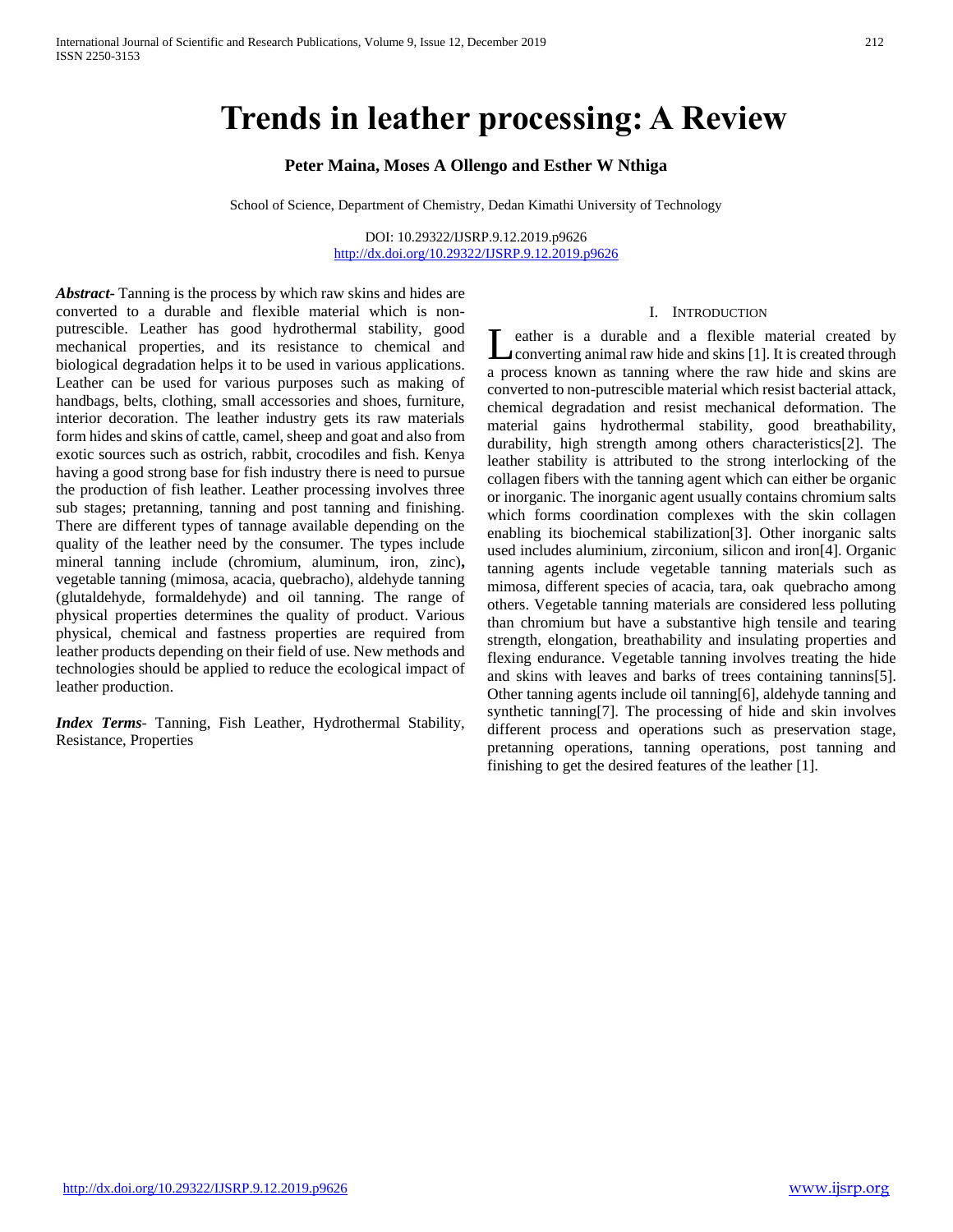# Trends in leather processing: A Review

**Peter Maina, Moses A Ollengo and Esther W Nthiga**

School of Science, Department of Chemistry, Dedan Kimathi University of Technology

DOI: 10.29322/IJSRP.9.12.2019.p9626
http://dx.doi.org/10.29322/IJSRP.9.12.2019.p9626

***Abstract*-** Tanning is the process by which raw skins and hides are converted to a durable and flexible material which is non-putrescible. Leather has good hydrothermal stability, good mechanical properties, and its resistance to chemical and biological degradation helps it to be used in various applications. Leather can be used for various purposes such as making of handbags, belts, clothing, small accessories and shoes, furniture, interior decoration. The leather industry gets its raw materials form hides and skins of cattle, camel, sheep and goat and also from exotic sources such as ostrich, rabbit, crocodiles and fish. Kenya having a good strong base for fish industry there is need to pursue the production of fish leather. Leather processing involves three sub stages; pretanning, tanning and post tanning and finishing. There are different types of tannage available depending on the quality of the leather need by the consumer. The types include mineral tanning include (chromium, aluminum, iron, zinc)**,** vegetable tanning (mimosa, acacia, quebracho), aldehyde tanning (glutaldehyde, formaldehyde) and oil tanning. The range of physical properties determines the quality of product. Various physical, chemical and fastness properties are required from leather products depending on their field of use. New methods and technologies should be applied to reduce the ecological impact of leather production.

***Index Terms*-** Tanning, Fish Leather, Hydrothermal Stability, Resistance, Properties

## I. Introduction

Leather is a durable and a flexible material created by converting animal raw hide and skins [1]. It is created through a process known as tanning where the raw hide and skins are converted to non-putrescible material which resist bacterial attack, chemical degradation and resist mechanical deformation. The material gains hydrothermal stability, good breathability, durability, high strength among others characteristics[2]. The leather stability is attributed to the strong interlocking of the collagen fibers with the tanning agent which can either be organic or inorganic. The inorganic agent usually contains chromium salts which forms coordination complexes with the skin collagen enabling its biochemical stabilization[3]. Other inorganic salts used includes aluminium, zirconium, silicon and iron[4]. Organic tanning agents include vegetable tanning materials such as mimosa, different species of acacia, tara, oak quebracho among others. Vegetable tanning materials are considered less polluting than chromium but have a substantive high tensile and tearing strength, elongation, breathability and insulating properties and flexing endurance. Vegetable tanning involves treating the hide and skins with leaves and barks of trees containing tannins[5]. Other tanning agents include oil tanning[6], aldehyde tanning and synthetic tanning[7]. The processing of hide and skin involves different process and operations such as preservation stage, pretanning operations, tanning operations, post tanning and finishing to get the desired features of the leather [1].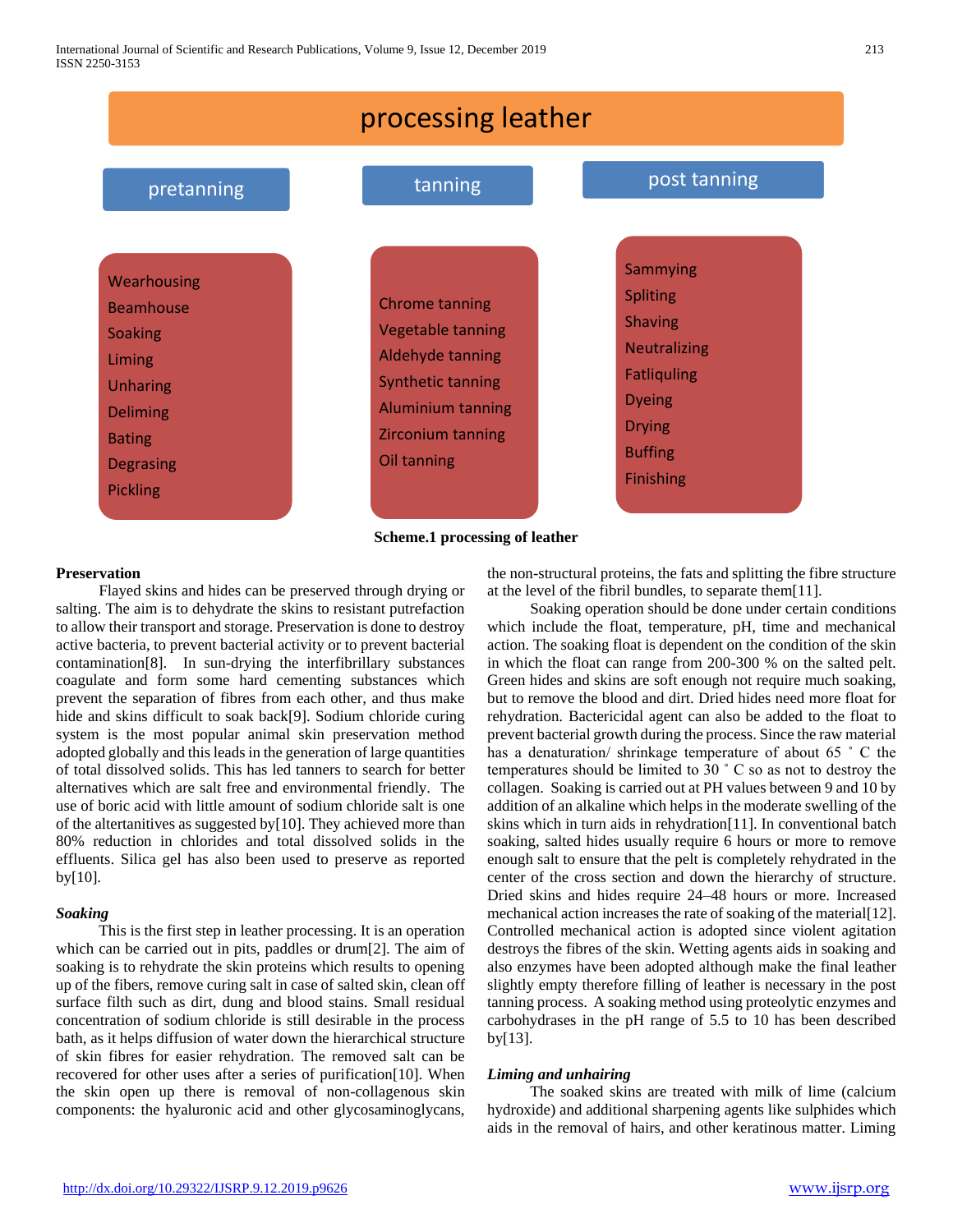**processing leather**

| pretanning | tanning | post tanning |
|---|---|---|
| Wearhousing | Chrome tanning | Sammying |
| Beamhouse | Vegetable tanning | Spliting |
| Soaking | Aldehyde tanning | Shaving |
| Liming | Synthetic tanning | Neutralizing |
| Unharing | Aluminium tanning | Fatliquling |
| Deliming | Zirconium tanning | Dyeing |
| Bating | Oil tanning | Drying |
| Degrasing | | Buffing |
| Pickling | | Finishing |

**Scheme.1 processing of leather**

**Preservation**

Flayed skins and hides can be preserved through drying or salting. The aim is to dehydrate the skins to resistant putrefaction to allow their transport and storage. Preservation is done to destroy active bacteria, to prevent bacterial activity or to prevent bacterial contamination[8]. In sun-drying the interfibrillary substances coagulate and form some hard cementing substances which prevent the separation of fibres from each other, and thus make hide and skins difficult to soak back[9]. Sodium chloride curing system is the most popular animal skin preservation method adopted globally and this leads in the generation of large quantities of total dissolved solids. This has led tanners to search for better alternatives which are salt free and environmental friendly. The use of boric acid with little amount of sodium chloride salt is one of the altertanitives as suggested by[10]. They achieved more than 80% reduction in chlorides and total dissolved solids in the effluents. Silica gel has also been used to preserve as reported by[10].

***Soaking***

This is the first step in leather processing. It is an operation which can be carried out in pits, paddles or drum[2]. The aim of soaking is to rehydrate the skin proteins which results to opening up of the fibers, remove curing salt in case of salted skin, clean off surface filth such as dirt, dung and blood stains. Small residual concentration of sodium chloride is still desirable in the process bath, as it helps diffusion of water down the hierarchical structure of skin fibres for easier rehydration. The removed salt can be recovered for other uses after a series of purification[10]. When the skin open up there is removal of non-collagenous skin components: the hyaluronic acid and other glycosaminoglycans, the non-structural proteins, the fats and splitting the fibre structure at the level of the fibril bundles, to separate them[11].

Soaking operation should be done under certain conditions which include the float, temperature, pH, time and mechanical action. The soaking float is dependent on the condition of the skin in which the float can range from 200-300 % on the salted pelt. Green hides and skins are soft enough not require much soaking, but to remove the blood and dirt. Dried hides need more float for rehydration. Bactericidal agent can also be added to the float to prevent bacterial growth during the process. Since the raw material has a denaturation/ shrinkage temperature of about 65 ˚ C the temperatures should be limited to 30 ˚ C so as not to destroy the collagen. Soaking is carried out at PH values between 9 and 10 by addition of an alkaline which helps in the moderate swelling of the skins which in turn aids in rehydration[11]. In conventional batch soaking, salted hides usually require 6 hours or more to remove enough salt to ensure that the pelt is completely rehydrated in the center of the cross section and down the hierarchy of structure. Dried skins and hides require 24–48 hours or more. Increased mechanical action increases the rate of soaking of the material[12]. Controlled mechanical action is adopted since violent agitation destroys the fibres of the skin. Wetting agents aids in soaking and also enzymes have been adopted although make the final leather slightly empty therefore filling of leather is necessary in the post tanning process. A soaking method using proteolytic enzymes and carbohydrases in the pH range of 5.5 to 10 has been described by[13].

***Liming and unhairing***

The soaked skins are treated with milk of lime (calcium hydroxide) and additional sharpening agents like sulphides which aids in the removal of hairs, and other keratinous matter. Liming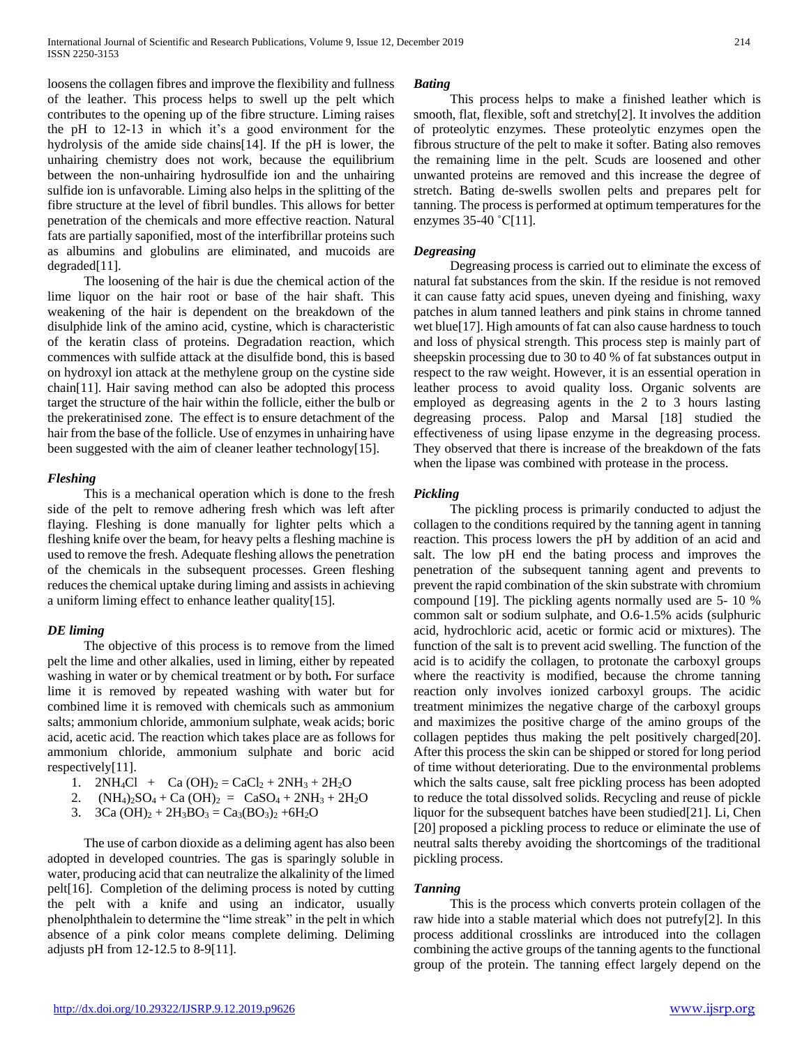loosens the collagen fibres and improve the flexibility and fullness of the leather. This process helps to swell up the pelt which contributes to the opening up of the fibre structure. Liming raises the pH to 12-13 in which it's a good environment for the hydrolysis of the amide side chains[14]. If the pH is lower, the unhairing chemistry does not work, because the equilibrium between the non-unhairing hydrosulfide ion and the unhairing sulfide ion is unfavorable. Liming also helps in the splitting of the fibre structure at the level of fibril bundles. This allows for better penetration of the chemicals and more effective reaction. Natural fats are partially saponified, most of the interfibrillar proteins such as albumins and globulins are eliminated, and mucoids are degraded[11].

The loosening of the hair is due the chemical action of the lime liquor on the hair root or base of the hair shaft. This weakening of the hair is dependent on the breakdown of the disulphide link of the amino acid, cystine, which is characteristic of the keratin class of proteins. Degradation reaction, which commences with sulfide attack at the disulfide bond, this is based on hydroxyl ion attack at the methylene group on the cystine side chain[11]. Hair saving method can also be adopted this process target the structure of the hair within the follicle, either the bulb or the prekeratinised zone. The effect is to ensure detachment of the hair from the base of the follicle. Use of enzymes in unhairing have been suggested with the aim of cleaner leather technology[15].

### *Fleshing*

This is a mechanical operation which is done to the fresh side of the pelt to remove adhering fresh which was left after flaying. Fleshing is done manually for lighter pelts which a fleshing knife over the beam, for heavy pelts a fleshing machine is used to remove the fresh. Adequate fleshing allows the penetration of the chemicals in the subsequent processes. Green fleshing reduces the chemical uptake during liming and assists in achieving a uniform liming effect to enhance leather quality[15].

### *DE liming*

The objective of this process is to remove from the limed pelt the lime and other alkalies, used in liming, either by repeated washing in water or by chemical treatment or by both**.** For surface lime it is removed by repeated washing with water but for combined lime it is removed with chemicals such as ammonium salts; ammonium chloride, ammonium sulphate, weak acids; boric acid, acetic acid. The reaction which takes place are as follows for ammonium chloride, ammonium sulphate and boric acid respectively[11].

1. $2NH_4Cl + Ca(OH)_2 = CaCl_2 + 2NH_3 + 2H_2O$
2. $(NH_4)_2SO_4 + Ca(OH)_2 = CaSO_4 + 2NH_3 + 2H_2O$
3. $3Ca(OH)_2 + 2H_3BO_3 = Ca_3(BO_3)_2 + 6H_2O$

The use of carbon dioxide as a deliming agent has also been adopted in developed countries. The gas is sparingly soluble in water, producing acid that can neutralize the alkalinity of the limed pelt[16]. Completion of the deliming process is noted by cutting the pelt with a knife and using an indicator, usually phenolphthalein to determine the "lime streak" in the pelt in which absence of a pink color means complete deliming. Deliming adjusts pH from 12-12.5 to 8-9[11].

### *Bating*

This process helps to make a finished leather which is smooth, flat, flexible, soft and stretchy[2]. It involves the addition of proteolytic enzymes. These proteolytic enzymes open the fibrous structure of the pelt to make it softer. Bating also removes the remaining lime in the pelt. Scuds are loosened and other unwanted proteins are removed and this increase the degree of stretch. Bating de-swells swollen pelts and prepares pelt for tanning. The process is performed at optimum temperatures for the enzymes 35-40 ˚C[11].

### *Degreasing*

Degreasing process is carried out to eliminate the excess of natural fat substances from the skin. If the residue is not removed it can cause fatty acid spues, uneven dyeing and finishing, waxy patches in alum tanned leathers and pink stains in chrome tanned wet blue[17]. High amounts of fat can also cause hardness to touch and loss of physical strength. This process step is mainly part of sheepskin processing due to 30 to 40 % of fat substances output in respect to the raw weight. However, it is an essential operation in leather process to avoid quality loss. Organic solvents are employed as degreasing agents in the 2 to 3 hours lasting degreasing process. Palop and Marsal [18] studied the effectiveness of using lipase enzyme in the degreasing process. They observed that there is increase of the breakdown of the fats when the lipase was combined with protease in the process.

### *Pickling*

The pickling process is primarily conducted to adjust the collagen to the conditions required by the tanning agent in tanning reaction. This process lowers the pH by addition of an acid and salt. The low pH end the bating process and improves the penetration of the subsequent tanning agent and prevents to prevent the rapid combination of the skin substrate with chromium compound [19]. The pickling agents normally used are 5- 10 % common salt or sodium sulphate, and O.6-1.5% acids (sulphuric acid, hydrochloric acid, acetic or formic acid or mixtures). The function of the salt is to prevent acid swelling. The function of the acid is to acidify the collagen, to protonate the carboxyl groups where the reactivity is modified, because the chrome tanning reaction only involves ionized carboxyl groups. The acidic treatment minimizes the negative charge of the carboxyl groups and maximizes the positive charge of the amino groups of the collagen peptides thus making the pelt positively charged[20]. After this process the skin can be shipped or stored for long period of time without deteriorating. Due to the environmental problems which the salts cause, salt free pickling process has been adopted to reduce the total dissolved solids. Recycling and reuse of pickle liquor for the subsequent batches have been studied[21]. Li, Chen [20] proposed a pickling process to reduce or eliminate the use of neutral salts thereby avoiding the shortcomings of the traditional pickling process.

### *Tanning*

This is the process which converts protein collagen of the raw hide into a stable material which does not putrefy[2]. In this process additional crosslinks are introduced into the collagen combining the active groups of the tanning agents to the functional group of the protein. The tanning effect largely depend on the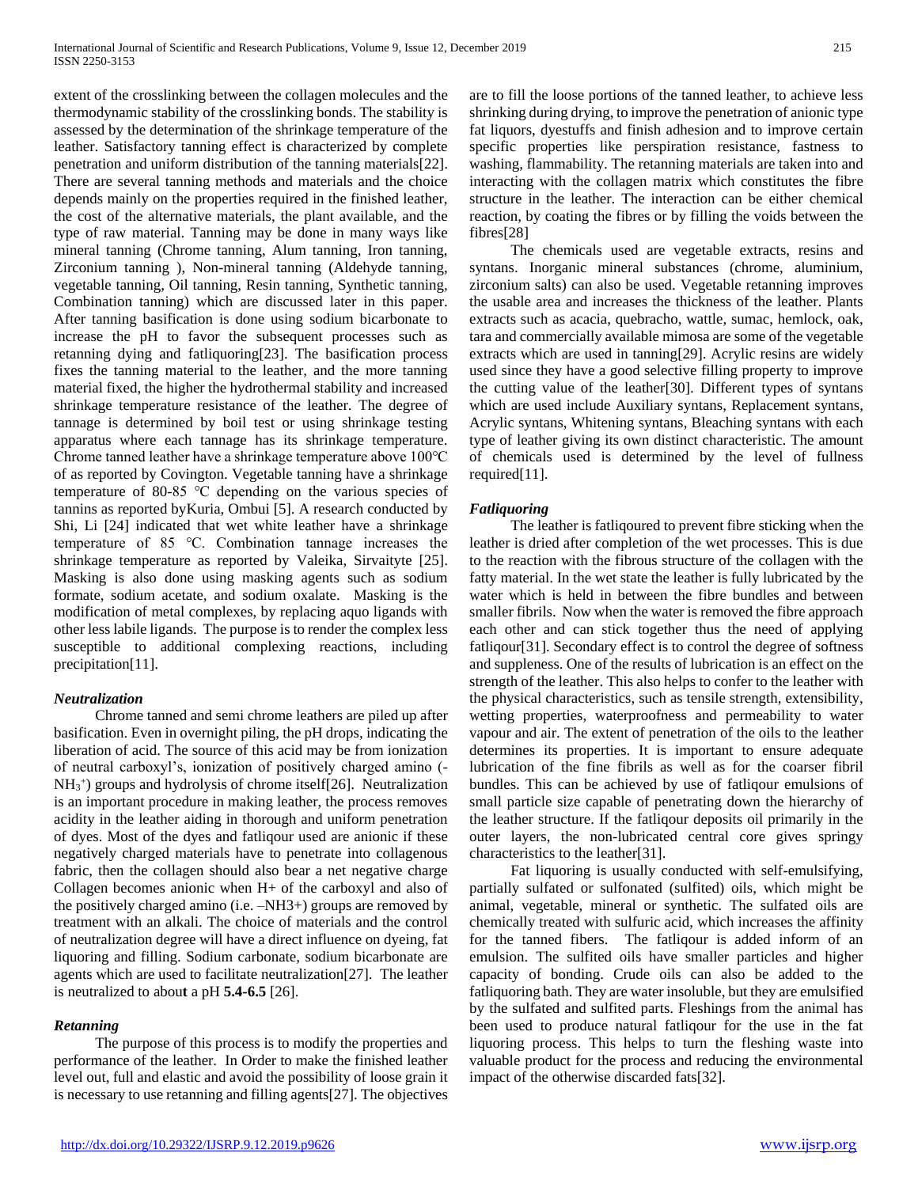extent of the crosslinking between the collagen molecules and the thermodynamic stability of the crosslinking bonds. The stability is assessed by the determination of the shrinkage temperature of the leather. Satisfactory tanning effect is characterized by complete penetration and uniform distribution of the tanning materials[22]. There are several tanning methods and materials and the choice depends mainly on the properties required in the finished leather, the cost of the alternative materials, the plant available, and the type of raw material. Tanning may be done in many ways like mineral tanning (Chrome tanning, Alum tanning, Iron tanning, Zirconium tanning ), Non-mineral tanning (Aldehyde tanning, vegetable tanning, Oil tanning, Resin tanning, Synthetic tanning, Combination tanning) which are discussed later in this paper. After tanning basification is done using sodium bicarbonate to increase the pH to favor the subsequent processes such as retanning dying and fatliquoring[23]. The basification process fixes the tanning material to the leather, and the more tanning material fixed, the higher the hydrothermal stability and increased shrinkage temperature resistance of the leather. The degree of tannage is determined by boil test or using shrinkage testing apparatus where each tannage has its shrinkage temperature. Chrome tanned leather have a shrinkage temperature above 100℃ of as reported by Covington. Vegetable tanning have a shrinkage temperature of 80-85 ℃ depending on the various species of tannins as reported byKuria, Ombui [5]. A research conducted by Shi, Li [24] indicated that wet white leather have a shrinkage temperature of 85 ℃. Combination tannage increases the shrinkage temperature as reported by Valeika, Sirvaityte [25]. Masking is also done using masking agents such as sodium formate, sodium acetate, and sodium oxalate. Masking is the modification of metal complexes, by replacing aquo ligands with other less labile ligands. The purpose is to render the complex less susceptible to additional complexing reactions, including precipitation[11].

### *Neutralization*

Chrome tanned and semi chrome leathers are piled up after basification. Even in overnight piling, the pH drops, indicating the liberation of acid. The source of this acid may be from ionization of neutral carboxyl's, ionization of positively charged amino (-$NH_3^+$) groups and hydrolysis of chrome itself[26]. Neutralization is an important procedure in making leather, the process removes acidity in the leather aiding in thorough and uniform penetration of dyes. Most of the dyes and fatliqour used are anionic if these negatively charged materials have to penetrate into collagenous fabric, then the collagen should also bear a net negative charge Collagen becomes anionic when H+ of the carboxyl and also of the positively charged amino (i.e. –NH3+) groups are removed by treatment with an alkali. The choice of materials and the control of neutralization degree will have a direct influence on dyeing, fat liquoring and filling. Sodium carbonate, sodium bicarbonate are agents which are used to facilitate neutralization[27]. The leather is neutralized to abou**t** a pH **5.4-6.5** [26].

### *Retanning*

The purpose of this process is to modify the properties and performance of the leather. In Order to make the finished leather level out, full and elastic and avoid the possibility of loose grain it is necessary to use retanning and filling agents[27]. The objectives are to fill the loose portions of the tanned leather, to achieve less shrinking during drying, to improve the penetration of anionic type fat liquors, dyestuffs and finish adhesion and to improve certain specific properties like perspiration resistance, fastness to washing, flammability. The retanning materials are taken into and interacting with the collagen matrix which constitutes the fibre structure in the leather. The interaction can be either chemical reaction, by coating the fibres or by filling the voids between the fibres[28]

The chemicals used are vegetable extracts, resins and syntans. Inorganic mineral substances (chrome, aluminium, zirconium salts) can also be used. Vegetable retanning improves the usable area and increases the thickness of the leather. Plants extracts such as acacia, quebracho, wattle, sumac, hemlock, oak, tara and commercially available mimosa are some of the vegetable extracts which are used in tanning[29]. Acrylic resins are widely used since they have a good selective filling property to improve the cutting value of the leather[30]. Different types of syntans which are used include Auxiliary syntans, Replacement syntans, Acrylic syntans, Whitening syntans, Bleaching syntans with each type of leather giving its own distinct characteristic. The amount of chemicals used is determined by the level of fullness required[11].

### *Fatliquoring*

The leather is fatliqoured to prevent fibre sticking when the leather is dried after completion of the wet processes. This is due to the reaction with the fibrous structure of the collagen with the fatty material. In the wet state the leather is fully lubricated by the water which is held in between the fibre bundles and between smaller fibrils. Now when the water is removed the fibre approach each other and can stick together thus the need of applying fatliqour[31]. Secondary effect is to control the degree of softness and suppleness. One of the results of lubrication is an effect on the strength of the leather. This also helps to confer to the leather with the physical characteristics, such as tensile strength, extensibility, wetting properties, waterproofness and permeability to water vapour and air. The extent of penetration of the oils to the leather determines its properties. It is important to ensure adequate lubrication of the fine fibrils as well as for the coarser fibril bundles. This can be achieved by use of fatliqour emulsions of small particle size capable of penetrating down the hierarchy of the leather structure. If the fatliqour deposits oil primarily in the outer layers, the non-lubricated central core gives springy characteristics to the leather[31].

Fat liquoring is usually conducted with self-emulsifying, partially sulfated or sulfonated (sulfited) oils, which might be animal, vegetable, mineral or synthetic. The sulfated oils are chemically treated with sulfuric acid, which increases the affinity for the tanned fibers. The fatliqour is added inform of an emulsion. The sulfited oils have smaller particles and higher capacity of bonding. Crude oils can also be added to the fatliquoring bath. They are water insoluble, but they are emulsified by the sulfated and sulfited parts. Fleshings from the animal has been used to produce natural fatliqour for the use in the fat liquoring process. This helps to turn the fleshing waste into valuable product for the process and reducing the environmental impact of the otherwise discarded fats[32].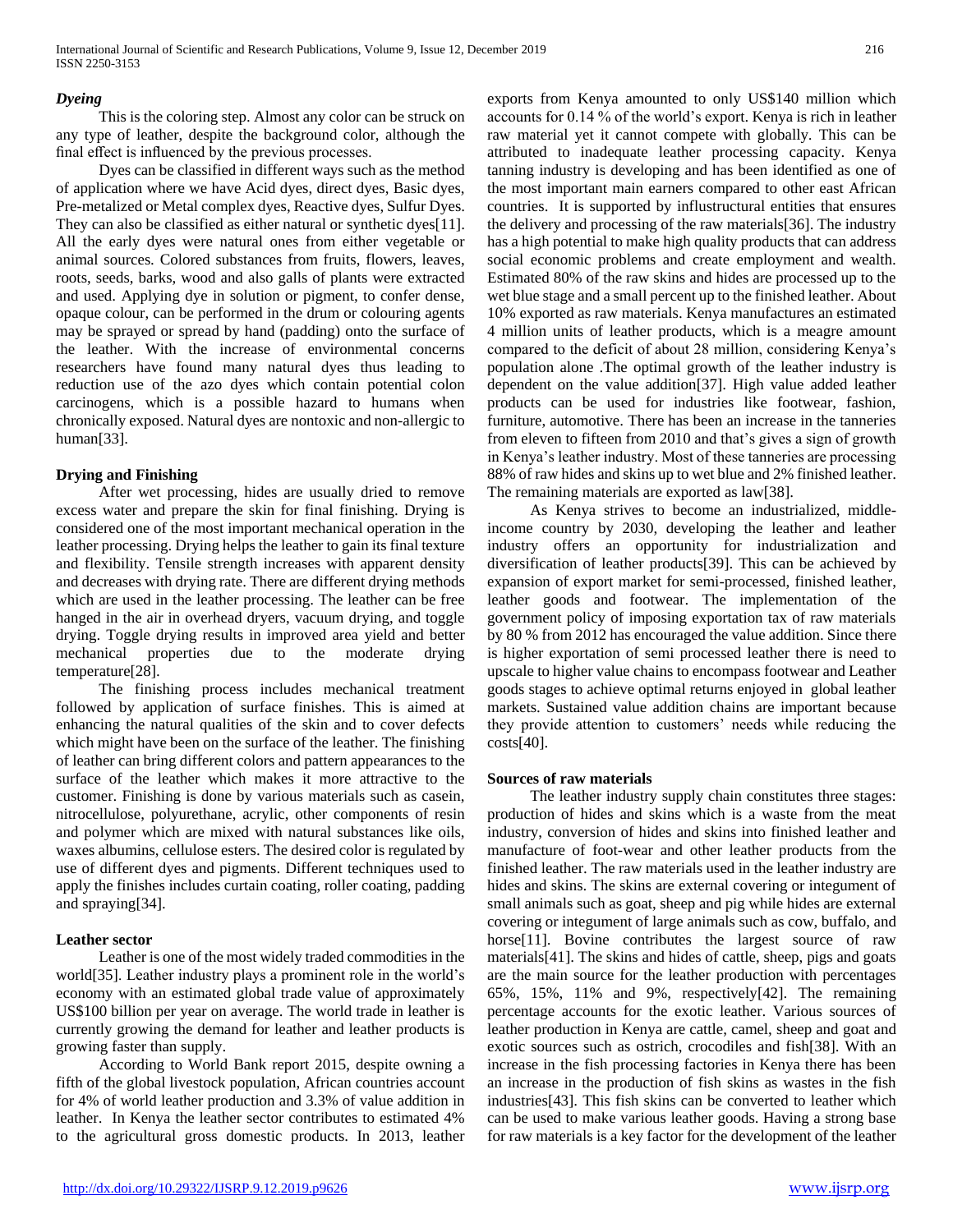### *Dyeing*

This is the coloring step. Almost any color can be struck on any type of leather, despite the background color, although the final effect is influenced by the previous processes.

Dyes can be classified in different ways such as the method of application where we have Acid dyes, direct dyes, Basic dyes, Pre-metalized or Metal complex dyes, Reactive dyes, Sulfur Dyes. They can also be classified as either natural or synthetic dyes[11]. All the early dyes were natural ones from either vegetable or animal sources. Colored substances from fruits, flowers, leaves, roots, seeds, barks, wood and also galls of plants were extracted and used. Applying dye in solution or pigment, to confer dense, opaque colour, can be performed in the drum or colouring agents may be sprayed or spread by hand (padding) onto the surface of the leather. With the increase of environmental concerns researchers have found many natural dyes thus leading to reduction use of the azo dyes which contain potential colon carcinogens, which is a possible hazard to humans when chronically exposed. Natural dyes are nontoxic and non-allergic to human[33].

### Drying and Finishing

After wet processing, hides are usually dried to remove excess water and prepare the skin for final finishing. Drying is considered one of the most important mechanical operation in the leather processing. Drying helps the leather to gain its final texture and flexibility. Tensile strength increases with apparent density and decreases with drying rate. There are different drying methods which are used in the leather processing. The leather can be free hanged in the air in overhead dryers, vacuum drying, and toggle drying. Toggle drying results in improved area yield and better mechanical properties due to the moderate drying temperature[28].

The finishing process includes mechanical treatment followed by application of surface finishes. This is aimed at enhancing the natural qualities of the skin and to cover defects which might have been on the surface of the leather. The finishing of leather can bring different colors and pattern appearances to the surface of the leather which makes it more attractive to the customer. Finishing is done by various materials such as casein, nitrocellulose, polyurethane, acrylic, other components of resin and polymer which are mixed with natural substances like oils, waxes albumins, cellulose esters. The desired color is regulated by use of different dyes and pigments. Different techniques used to apply the finishes includes curtain coating, roller coating, padding and spraying[34].

### Leather sector

Leather is one of the most widely traded commodities in the world[35]. Leather industry plays a prominent role in the world's economy with an estimated global trade value of approximately US$100 billion per year on average. The world trade in leather is currently growing the demand for leather and leather products is growing faster than supply.

According to World Bank report 2015, despite owning a fifth of the global livestock population, African countries account for 4% of world leather production and 3.3% of value addition in leather. In Kenya the leather sector contributes to estimated 4% to the agricultural gross domestic products. In 2013, leather exports from Kenya amounted to only US$140 million which accounts for 0.14 % of the world's export. Kenya is rich in leather raw material yet it cannot compete with globally. This can be attributed to inadequate leather processing capacity. Kenya tanning industry is developing and has been identified as one of the most important main earners compared to other east African countries. It is supported by influstructural entities that ensures the delivery and processing of the raw materials[36]. The industry has a high potential to make high quality products that can address social economic problems and create employment and wealth. Estimated 80% of the raw skins and hides are processed up to the wet blue stage and a small percent up to the finished leather. About 10% exported as raw materials. Kenya manufactures an estimated 4 million units of leather products, which is a meagre amount compared to the deficit of about 28 million, considering Kenya's population alone .The optimal growth of the leather industry is dependent on the value addition[37]. High value added leather products can be used for industries like footwear, fashion, furniture, automotive. There has been an increase in the tanneries from eleven to fifteen from 2010 and that's gives a sign of growth in Kenya's leather industry. Most of these tanneries are processing 88% of raw hides and skins up to wet blue and 2% finished leather. The remaining materials are exported as law[38].

As Kenya strives to become an industrialized, middle-income country by 2030, developing the leather and leather industry offers an opportunity for industrialization and diversification of leather products[39]. This can be achieved by expansion of export market for semi-processed, finished leather, leather goods and footwear. The implementation of the government policy of imposing exportation tax of raw materials by 80 % from 2012 has encouraged the value addition. Since there is higher exportation of semi processed leather there is need to upscale to higher value chains to encompass footwear and Leather goods stages to achieve optimal returns enjoyed in global leather markets. Sustained value addition chains are important because they provide attention to customers' needs while reducing the costs[40].

### Sources of raw materials

The leather industry supply chain constitutes three stages: production of hides and skins which is a waste from the meat industry, conversion of hides and skins into finished leather and manufacture of foot-wear and other leather products from the finished leather. The raw materials used in the leather industry are hides and skins. The skins are external covering or integument of small animals such as goat, sheep and pig while hides are external covering or integument of large animals such as cow, buffalo, and horse[11]. Bovine contributes the largest source of raw materials[41]. The skins and hides of cattle, sheep, pigs and goats are the main source for the leather production with percentages 65%, 15%, 11% and 9%, respectively[42]. The remaining percentage accounts for the exotic leather. Various sources of leather production in Kenya are cattle, camel, sheep and goat and exotic sources such as ostrich, crocodiles and fish[38]. With an increase in the fish processing factories in Kenya there has been an increase in the production of fish skins as wastes in the fish industries[43]. This fish skins can be converted to leather which can be used to make various leather goods. Having a strong base for raw materials is a key factor for the development of the leather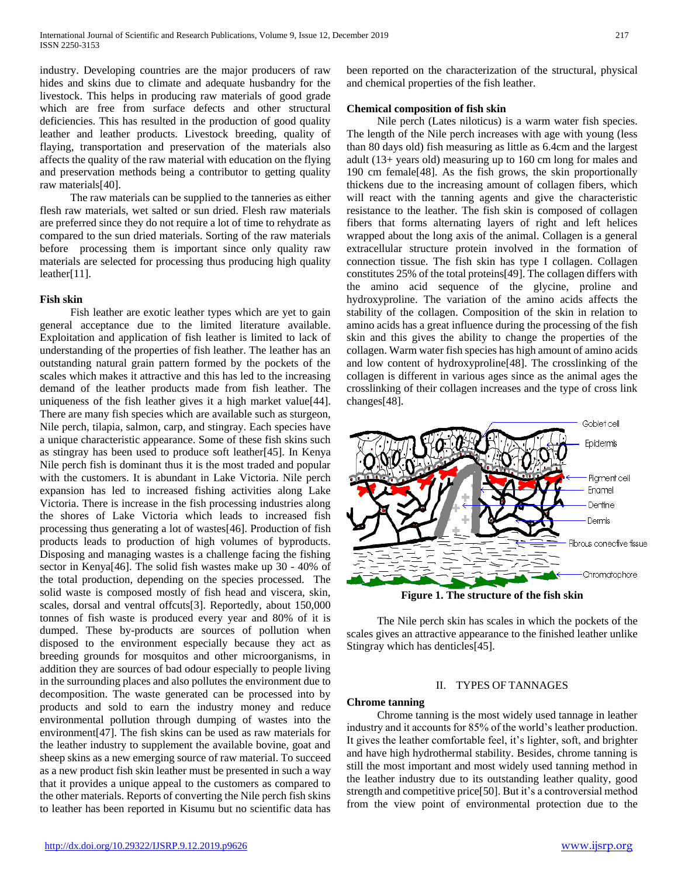industry. Developing countries are the major producers of raw hides and skins due to climate and adequate husbandry for the livestock. This helps in producing raw materials of good grade which are free from surface defects and other structural deficiencies. This has resulted in the production of good quality leather and leather products. Livestock breeding, quality of flaying, transportation and preservation of the materials also affects the quality of the raw material with education on the flying and preservation methods being a contributor to getting quality raw materials[40].

The raw materials can be supplied to the tanneries as either flesh raw materials, wet salted or sun dried. Flesh raw materials are preferred since they do not require a lot of time to rehydrate as compared to the sun dried materials. Sorting of the raw materials before processing them is important since only quality raw materials are selected for processing thus producing high quality leather[11].

### Fish skin

Fish leather are exotic leather types which are yet to gain general acceptance due to the limited literature available. Exploitation and application of fish leather is limited to lack of understanding of the properties of fish leather. The leather has an outstanding natural grain pattern formed by the pockets of the scales which makes it attractive and this has led to the increasing demand of the leather products made from fish leather. The uniqueness of the fish leather gives it a high market value[44]. There are many fish species which are available such as sturgeon, Nile perch, tilapia, salmon, carp, and stingray. Each species have a unique characteristic appearance. Some of these fish skins such as stingray has been used to produce soft leather[45]. In Kenya Nile perch fish is dominant thus it is the most traded and popular with the customers. It is abundant in Lake Victoria. Nile perch expansion has led to increased fishing activities along Lake Victoria. There is increase in the fish processing industries along the shores of Lake Victoria which leads to increased fish processing thus generating a lot of wastes[46]. Production of fish products leads to production of high volumes of byproducts. Disposing and managing wastes is a challenge facing the fishing sector in Kenya[46]. The solid fish wastes make up 30 - 40% of the total production, depending on the species processed. The solid waste is composed mostly of fish head and viscera, skin, scales, dorsal and ventral offcuts[3]. Reportedly, about 150,000 tonnes of fish waste is produced every year and 80% of it is dumped. These by-products are sources of pollution when disposed to the environment especially because they act as breeding grounds for mosquitos and other microorganisms, in addition they are sources of bad odour especially to people living in the surrounding places and also pollutes the environment due to decomposition. The waste generated can be processed into by products and sold to earn the industry money and reduce environmental pollution through dumping of wastes into the environment[47]. The fish skins can be used as raw materials for the leather industry to supplement the available bovine, goat and sheep skins as a new emerging source of raw material. To succeed as a new product fish skin leather must be presented in such a way that it provides a unique appeal to the customers as compared to the other materials. Reports of converting the Nile perch fish skins to leather has been reported in Kisumu but no scientific data has been reported on the characterization of the structural, physical and chemical properties of the fish leather.

### Chemical composition of fish skin

Nile perch (Lates niloticus) is a warm water fish species. The length of the Nile perch increases with age with young (less than 80 days old) fish measuring as little as 6.4cm and the largest adult (13+ years old) measuring up to 160 cm long for males and 190 cm female[48]. As the fish grows, the skin proportionally thickens due to the increasing amount of collagen fibers, which will react with the tanning agents and give the characteristic resistance to the leather. The fish skin is composed of collagen fibers that forms alternating layers of right and left helices wrapped about the long axis of the animal. Collagen is a general extracellular structure protein involved in the formation of connection tissue. The fish skin has type I collagen. Collagen constitutes 25% of the total proteins[49]. The collagen differs with the amino acid sequence of the glycine, proline and hydroxyproline. The variation of the amino acids affects the stability of the collagen. Composition of the skin in relation to amino acids has a great influence during the processing of the fish skin and this gives the ability to change the properties of the collagen. Warm water fish species has high amount of amino acids and low content of hydroxyproline[48]. The crosslinking of the collagen is different in various ages since as the animal ages the crosslinking of their collagen increases and the type of cross link changes[48].

**Figure 1. The structure of the fish skin**

The Nile perch skin has scales in which the pockets of the scales gives an attractive appearance to the finished leather unlike Stingray which has denticles[45].

## II. TYPES OF TANNAGES

### Chrome tanning

Chrome tanning is the most widely used tannage in leather industry and it accounts for 85% of the world's leather production. It gives the leather comfortable feel, it's lighter, soft, and brighter and have high hydrothermal stability. Besides, chrome tanning is still the most important and most widely used tanning method in the leather industry due to its outstanding leather quality, good strength and competitive price[50]. But it's a controversial method from the view point of environmental protection due to the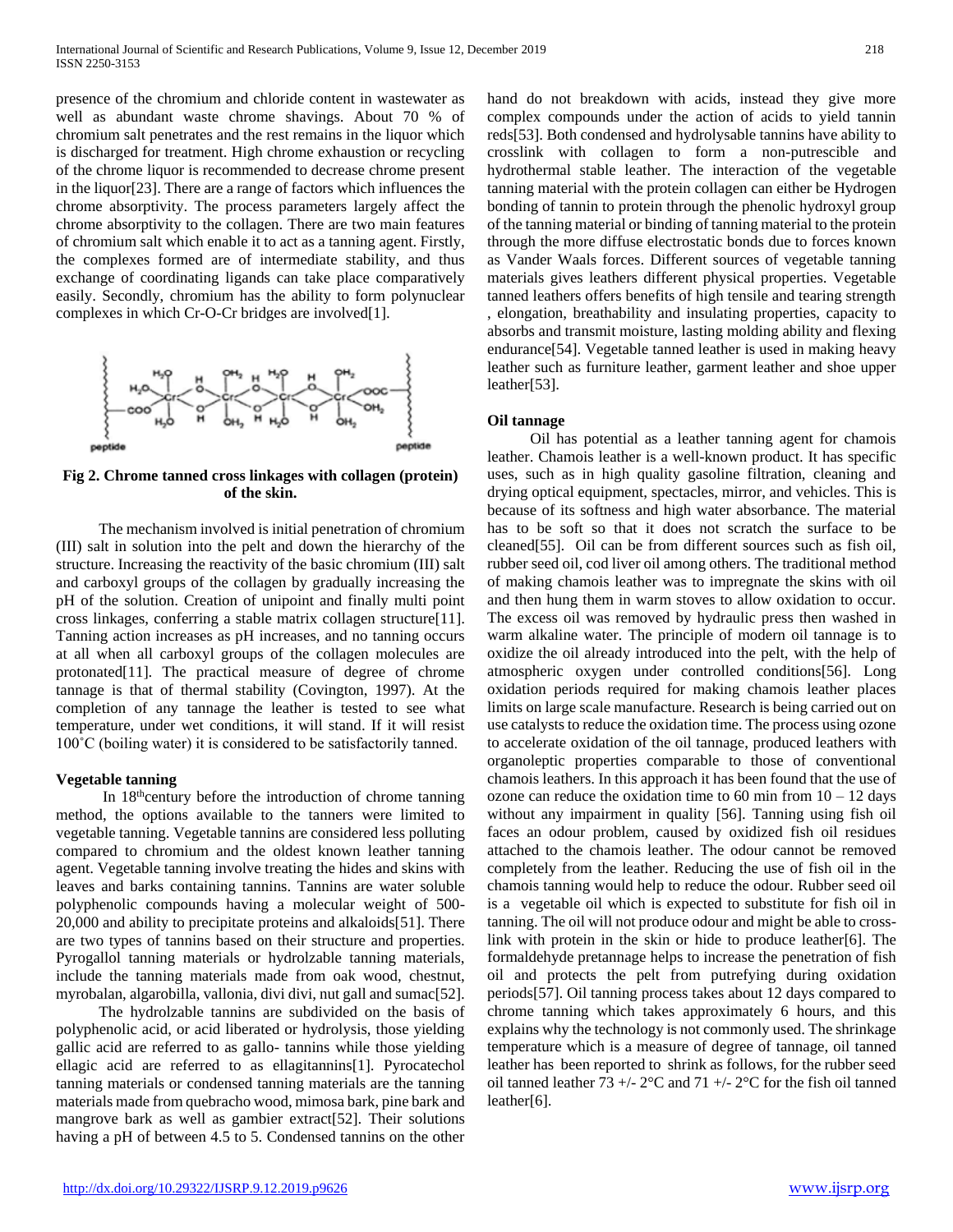presence of the chromium and chloride content in wastewater as well as abundant waste chrome shavings. About 70 % of chromium salt penetrates and the rest remains in the liquor which is discharged for treatment. High chrome exhaustion or recycling of the chrome liquor is recommended to decrease chrome present in the liquor[23]. There are a range of factors which influences the chrome absorptivity. The process parameters largely affect the chrome absorptivity to the collagen. There are two main features of chromium salt which enable it to act as a tanning agent. Firstly, the complexes formed are of intermediate stability, and thus exchange of coordinating ligands can take place comparatively easily. Secondly, chromium has the ability to form polynuclear complexes in which Cr-O-Cr bridges are involved[1].

**Fig 2. Chrome tanned cross linkages with collagen (protein) of the skin.**

The mechanism involved is initial penetration of chromium (III) salt in solution into the pelt and down the hierarchy of the structure. Increasing the reactivity of the basic chromium (III) salt and carboxyl groups of the collagen by gradually increasing the pH of the solution. Creation of unipoint and finally multi point cross linkages, conferring a stable matrix collagen structure[11]. Tanning action increases as pH increases, and no tanning occurs at all when all carboxyl groups of the collagen molecules are protonated[11]. The practical measure of degree of chrome tannage is that of thermal stability (Covington, 1997). At the completion of any tannage the leather is tested to see what temperature, under wet conditions, it will stand. If it will resist 100˚C (boiling water) it is considered to be satisfactorily tanned.

**Vegetable tanning**

In 18th century before the introduction of chrome tanning method, the options available to the tanners were limited to vegetable tanning. Vegetable tannins are considered less polluting compared to chromium and the oldest known leather tanning agent. Vegetable tanning involve treating the hides and skins with leaves and barks containing tannins. Tannins are water soluble polyphenolic compounds having a molecular weight of 500-20,000 and ability to precipitate proteins and alkaloids[51]. There are two types of tannins based on their structure and properties. Pyrogallol tanning materials or hydrolzable tanning materials, include the tanning materials made from oak wood, chestnut, myrobalan, algarobilla, vallonia, divi divi, nut gall and sumac[52].

The hydrolzable tannins are subdivided on the basis of polyphenolic acid, or acid liberated or hydrolysis, those yielding gallic acid are referred to as gallo- tannins while those yielding ellagic acid are referred to as ellagitannins[1]. Pyrocatechol tanning materials or condensed tanning materials are the tanning materials made from quebracho wood, mimosa bark, pine bark and mangrove bark as well as gambier extract[52]. Their solutions having a pH of between 4.5 to 5. Condensed tannins on the other hand do not breakdown with acids, instead they give more complex compounds under the action of acids to yield tannin reds[53]. Both condensed and hydrolysable tannins have ability to crosslink with collagen to form a non-putrescible and hydrothermal stable leather. The interaction of the vegetable tanning material with the protein collagen can either be Hydrogen bonding of tannin to protein through the phenolic hydroxyl group of the tanning material or binding of tanning material to the protein through the more diffuse electrostatic bonds due to forces known as Vander Waals forces. Different sources of vegetable tanning materials gives leathers different physical properties. Vegetable tanned leathers offers benefits of high tensile and tearing strength , elongation, breathability and insulating properties, capacity to absorbs and transmit moisture, lasting molding ability and flexing endurance[54]. Vegetable tanned leather is used in making heavy leather such as furniture leather, garment leather and shoe upper leather[53].

**Oil tannage**

Oil has potential as a leather tanning agent for chamois leather. Chamois leather is a well-known product. It has specific uses, such as in high quality gasoline filtration, cleaning and drying optical equipment, spectacles, mirror, and vehicles. This is because of its softness and high water absorbance. The material has to be soft so that it does not scratch the surface to be cleaned[55]. Oil can be from different sources such as fish oil, rubber seed oil, cod liver oil among others. The traditional method of making chamois leather was to impregnate the skins with oil and then hung them in warm stoves to allow oxidation to occur. The excess oil was removed by hydraulic press then washed in warm alkaline water. The principle of modern oil tannage is to oxidize the oil already introduced into the pelt, with the help of atmospheric oxygen under controlled conditions[56]. Long oxidation periods required for making chamois leather places limits on large scale manufacture. Research is being carried out on use catalysts to reduce the oxidation time. The process using ozone to accelerate oxidation of the oil tannage, produced leathers with organoleptic properties comparable to those of conventional chamois leathers. In this approach it has been found that the use of ozone can reduce the oxidation time to 60 min from 10 – 12 days without any impairment in quality [56]. Tanning using fish oil faces an odour problem, caused by oxidized fish oil residues attached to the chamois leather. The odour cannot be removed completely from the leather. Reducing the use of fish oil in the chamois tanning would help to reduce the odour. Rubber seed oil is a vegetable oil which is expected to substitute for fish oil in tanning. The oil will not produce odour and might be able to cross-link with protein in the skin or hide to produce leather[6]. The formaldehyde pretannage helps to increase the penetration of fish oil and protects the pelt from putrefying during oxidation periods[57]. Oil tanning process takes about 12 days compared to chrome tanning which takes approximately 6 hours, and this explains why the technology is not commonly used. The shrinkage temperature which is a measure of degree of tannage, oil tanned leather has been reported to shrink as follows, for the rubber seed oil tanned leather 73 +/- 2°C and 71 +/- 2°C for the fish oil tanned leather[6].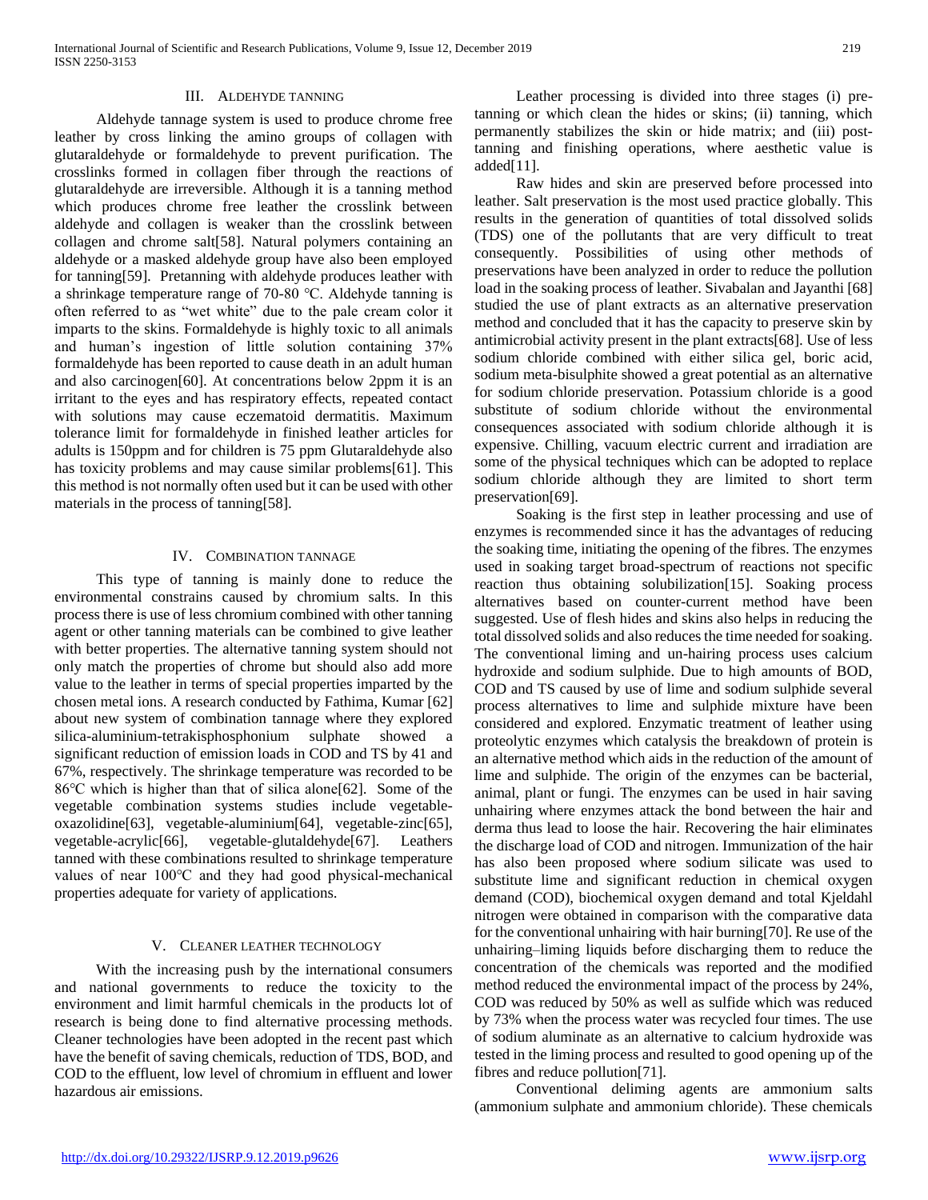## III. Aldehyde tanning

Aldehyde tannage system is used to produce chrome free leather by cross linking the amino groups of collagen with glutaraldehyde or formaldehyde to prevent purification. The crosslinks formed in collagen fiber through the reactions of glutaraldehyde are irreversible. Although it is a tanning method which produces chrome free leather the crosslink between aldehyde and collagen is weaker than the crosslink between collagen and chrome salt[58]. Natural polymers containing an aldehyde or a masked aldehyde group have also been employed for tanning[59]. Pretanning with aldehyde produces leather with a shrinkage temperature range of 70-80 ℃. Aldehyde tanning is often referred to as "wet white" due to the pale cream color it imparts to the skins. Formaldehyde is highly toxic to all animals and human's ingestion of little solution containing 37% formaldehyde has been reported to cause death in an adult human and also carcinogen[60]. At concentrations below 2ppm it is an irritant to the eyes and has respiratory effects, repeated contact with solutions may cause eczematoid dermatitis. Maximum tolerance limit for formaldehyde in finished leather articles for adults is 150ppm and for children is 75 ppm Glutaraldehyde also has toxicity problems and may cause similar problems[61]. This this method is not normally often used but it can be used with other materials in the process of tanning[58].

## IV. Combination tannage

This type of tanning is mainly done to reduce the environmental constrains caused by chromium salts. In this process there is use of less chromium combined with other tanning agent or other tanning materials can be combined to give leather with better properties. The alternative tanning system should not only match the properties of chrome but should also add more value to the leather in terms of special properties imparted by the chosen metal ions. A research conducted by Fathima, Kumar [62] about new system of combination tannage where they explored silica-aluminium-tetrakisphosphonium sulphate showed a significant reduction of emission loads in COD and TS by 41 and 67%, respectively. The shrinkage temperature was recorded to be 86℃ which is higher than that of silica alone[62]. Some of the vegetable combination systems studies include vegetable-oxazolidine[63], vegetable-aluminium[64], vegetable-zinc[65], vegetable-acrylic[66], vegetable-glutaldehyde[67]. Leathers tanned with these combinations resulted to shrinkage temperature values of near 100℃ and they had good physical-mechanical properties adequate for variety of applications.

## V. Cleaner leather technology

With the increasing push by the international consumers and national governments to reduce the toxicity to the environment and limit harmful chemicals in the products lot of research is being done to find alternative processing methods. Cleaner technologies have been adopted in the recent past which have the benefit of saving chemicals, reduction of TDS, BOD, and COD to the effluent, low level of chromium in effluent and lower hazardous air emissions.

Leather processing is divided into three stages (i) pre-tanning or which clean the hides or skins; (ii) tanning, which permanently stabilizes the skin or hide matrix; and (iii) post-tanning and finishing operations, where aesthetic value is added[11].

Raw hides and skin are preserved before processed into leather. Salt preservation is the most used practice globally. This results in the generation of quantities of total dissolved solids (TDS) one of the pollutants that are very difficult to treat consequently. Possibilities of using other methods of preservations have been analyzed in order to reduce the pollution load in the soaking process of leather. Sivabalan and Jayanthi [68] studied the use of plant extracts as an alternative preservation method and concluded that it has the capacity to preserve skin by antimicrobial activity present in the plant extracts[68]. Use of less sodium chloride combined with either silica gel, boric acid, sodium meta-bisulphite showed a great potential as an alternative for sodium chloride preservation. Potassium chloride is a good substitute of sodium chloride without the environmental consequences associated with sodium chloride although it is expensive. Chilling, vacuum electric current and irradiation are some of the physical techniques which can be adopted to replace sodium chloride although they are limited to short term preservation[69].

Soaking is the first step in leather processing and use of enzymes is recommended since it has the advantages of reducing the soaking time, initiating the opening of the fibres. The enzymes used in soaking target broad-spectrum of reactions not specific reaction thus obtaining solubilization[15]. Soaking process alternatives based on counter-current method have been suggested. Use of flesh hides and skins also helps in reducing the total dissolved solids and also reduces the time needed for soaking. The conventional liming and un-hairing process uses calcium hydroxide and sodium sulphide. Due to high amounts of BOD, COD and TS caused by use of lime and sodium sulphide several process alternatives to lime and sulphide mixture have been considered and explored. Enzymatic treatment of leather using proteolytic enzymes which catalysis the breakdown of protein is an alternative method which aids in the reduction of the amount of lime and sulphide. The origin of the enzymes can be bacterial, animal, plant or fungi. The enzymes can be used in hair saving unhairing where enzymes attack the bond between the hair and derma thus lead to loose the hair. Recovering the hair eliminates the discharge load of COD and nitrogen. Immunization of the hair has also been proposed where sodium silicate was used to substitute lime and significant reduction in chemical oxygen demand (COD), biochemical oxygen demand and total Kjeldahl nitrogen were obtained in comparison with the comparative data for the conventional unhairing with hair burning[70]. Re use of the unhairing–liming liquids before discharging them to reduce the concentration of the chemicals was reported and the modified method reduced the environmental impact of the process by 24%, COD was reduced by 50% as well as sulfide which was reduced by 73% when the process water was recycled four times. The use of sodium aluminate as an alternative to calcium hydroxide was tested in the liming process and resulted to good opening up of the fibres and reduce pollution[71].

Conventional deliming agents are ammonium salts (ammonium sulphate and ammonium chloride). These chemicals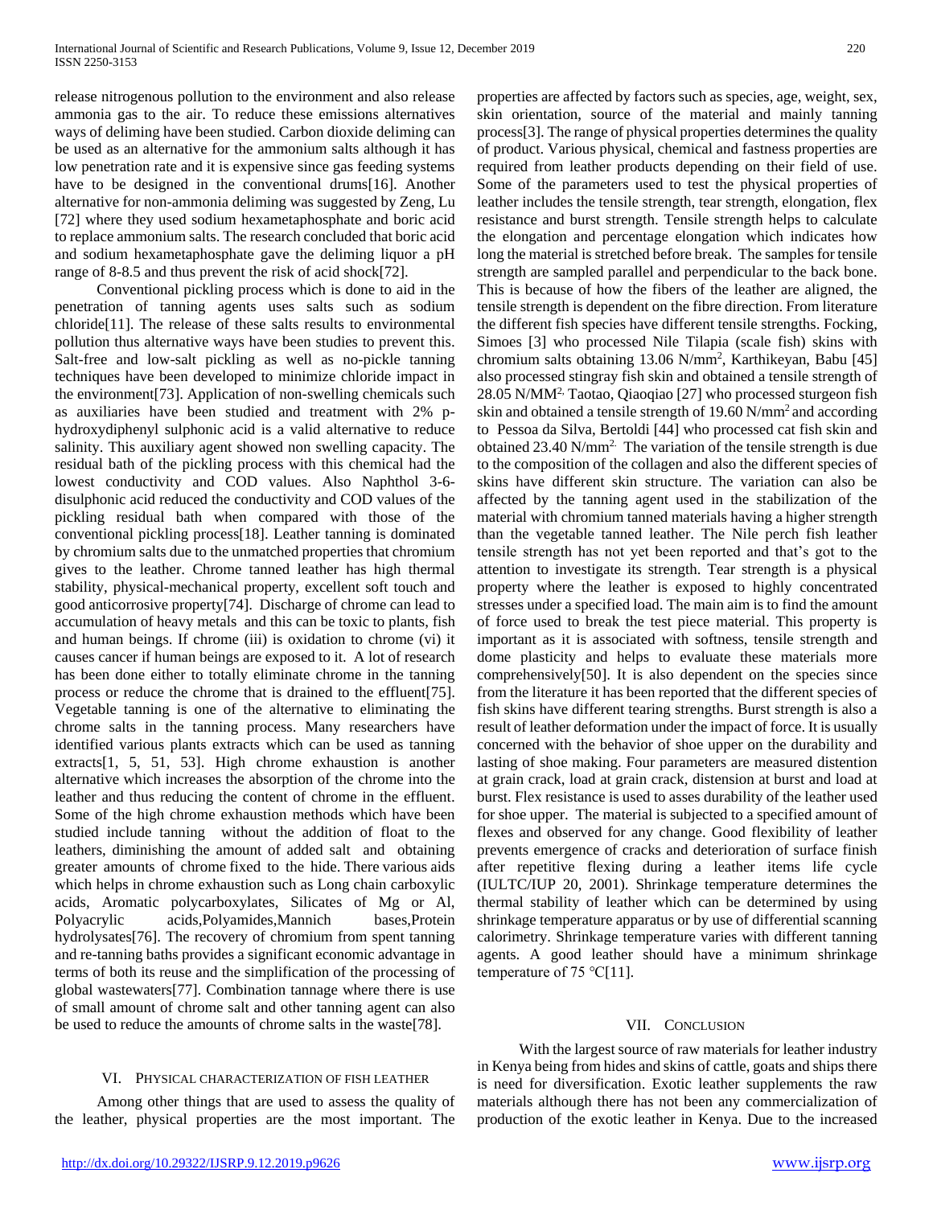release nitrogenous pollution to the environment and also release ammonia gas to the air. To reduce these emissions alternatives ways of deliming have been studied. Carbon dioxide deliming can be used as an alternative for the ammonium salts although it has low penetration rate and it is expensive since gas feeding systems have to be designed in the conventional drums[16]. Another alternative for non-ammonia deliming was suggested by Zeng, Lu [72] where they used sodium hexametaphosphate and boric acid to replace ammonium salts. The research concluded that boric acid and sodium hexametaphosphate gave the deliming liquor a pH range of 8-8.5 and thus prevent the risk of acid shock[72].

Conventional pickling process which is done to aid in the penetration of tanning agents uses salts such as sodium chloride[11]. The release of these salts results to environmental pollution thus alternative ways have been studies to prevent this. Salt-free and low-salt pickling as well as no-pickle tanning techniques have been developed to minimize chloride impact in the environment[73]. Application of non-swelling chemicals such as auxiliaries have been studied and treatment with 2% p-hydroxydiphenyl sulphonic acid is a valid alternative to reduce salinity. This auxiliary agent showed non swelling capacity. The residual bath of the pickling process with this chemical had the lowest conductivity and COD values. Also Naphthol 3-6-disulphonic acid reduced the conductivity and COD values of the pickling residual bath when compared with those of the conventional pickling process[18]. Leather tanning is dominated by chromium salts due to the unmatched properties that chromium gives to the leather. Chrome tanned leather has high thermal stability, physical-mechanical property, excellent soft touch and good anticorrosive property[74]. Discharge of chrome can lead to accumulation of heavy metals and this can be toxic to plants, fish and human beings. If chrome (iii) is oxidation to chrome (vi) it causes cancer if human beings are exposed to it. A lot of research has been done either to totally eliminate chrome in the tanning process or reduce the chrome that is drained to the effluent[75]. Vegetable tanning is one of the alternative to eliminating the chrome salts in the tanning process. Many researchers have identified various plants extracts which can be used as tanning extracts[1, 5, 51, 53]. High chrome exhaustion is another alternative which increases the absorption of the chrome into the leather and thus reducing the content of chrome in the effluent. Some of the high chrome exhaustion methods which have been studied include tanning without the addition of float to the leathers, diminishing the amount of added salt and obtaining greater amounts of chrome fixed to the hide. There various aids which helps in chrome exhaustion such as Long chain carboxylic acids, Aromatic polycarboxylates, Silicates of Mg or Al, Polyacrylic acids,Polyamides,Mannich bases,Protein hydrolysates[76]. The recovery of chromium from spent tanning and re-tanning baths provides a significant economic advantage in terms of both its reuse and the simplification of the processing of global wastewaters[77]. Combination tannage where there is use of small amount of chrome salt and other tanning agent can also be used to reduce the amounts of chrome salts in the waste[78].

## VI. Physical characterization of fish leather

Among other things that are used to assess the quality of the leather, physical properties are the most important. The properties are affected by factors such as species, age, weight, sex, skin orientation, source of the material and mainly tanning process[3]. The range of physical properties determines the quality of product. Various physical, chemical and fastness properties are required from leather products depending on their field of use. Some of the parameters used to test the physical properties of leather includes the tensile strength, tear strength, elongation, flex resistance and burst strength. Tensile strength helps to calculate the elongation and percentage elongation which indicates how long the material is stretched before break. The samples for tensile strength are sampled parallel and perpendicular to the back bone. This is because of how the fibers of the leather are aligned, the tensile strength is dependent on the fibre direction. From literature the different fish species have different tensile strengths. Focking, Simoes [3] who processed Nile Tilapia (scale fish) skins with chromium salts obtaining 13.06 N/mm$^2$, Karthikeyan, Babu [45] also processed stingray fish skin and obtained a tensile strength of 28.05 N/MM$^{2,}$ Taotao, Qiaoqiao [27] who processed sturgeon fish skin and obtained a tensile strength of 19.60 N/mm$^2$ and according to Pessoa da Silva, Bertoldi [44] who processed cat fish skin and obtained 23.40 N/mm$^{2.}$ The variation of the tensile strength is due to the composition of the collagen and also the different species of skins have different skin structure. The variation can also be affected by the tanning agent used in the stabilization of the material with chromium tanned materials having a higher strength than the vegetable tanned leather. The Nile perch fish leather tensile strength has not yet been reported and that's got to the attention to investigate its strength. Tear strength is a physical property where the leather is exposed to highly concentrated stresses under a specified load. The main aim is to find the amount of force used to break the test piece material. This property is important as it is associated with softness, tensile strength and dome plasticity and helps to evaluate these materials more comprehensively[50]. It is also dependent on the species since from the literature it has been reported that the different species of fish skins have different tearing strengths. Burst strength is also a result of leather deformation under the impact of force. It is usually concerned with the behavior of shoe upper on the durability and lasting of shoe making. Four parameters are measured distention at grain crack, load at grain crack, distension at burst and load at burst. Flex resistance is used to asses durability of the leather used for shoe upper. The material is subjected to a specified amount of flexes and observed for any change. Good flexibility of leather prevents emergence of cracks and deterioration of surface finish after repetitive flexing during a leather items life cycle (IULTC/IUP 20, 2001). Shrinkage temperature determines the thermal stability of leather which can be determined by using shrinkage temperature apparatus or by use of differential scanning calorimetry. Shrinkage temperature varies with different tanning agents. A good leather should have a minimum shrinkage temperature of 75 ℃[11].

## VII. Conclusion

With the largest source of raw materials for leather industry in Kenya being from hides and skins of cattle, goats and ships there is need for diversification. Exotic leather supplements the raw materials although there has not been any commercialization of production of the exotic leather in Kenya. Due to the increased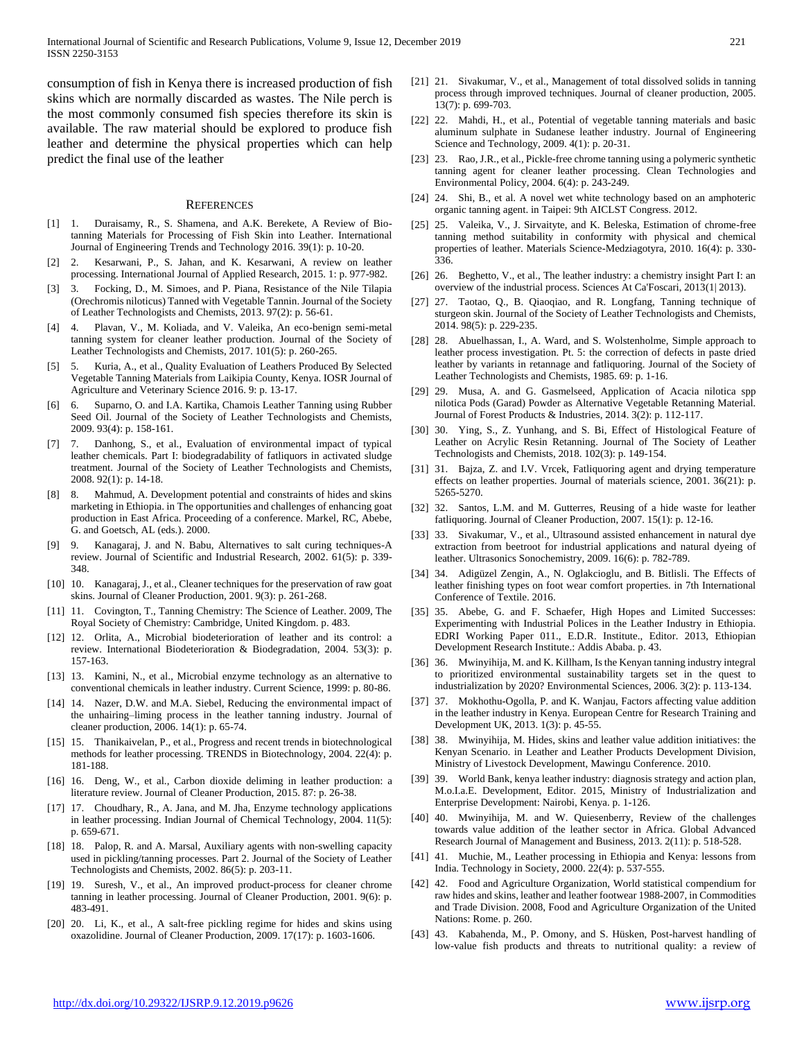consumption of fish in Kenya there is increased production of fish skins which are normally discarded as wastes. The Nile perch is the most commonly consumed fish species therefore its skin is available. The raw material should be explored to produce fish leather and determine the physical properties which can help predict the final use of the leather

## REFERENCES

[1] 1. Duraisamy, R., S. Shamena, and A.K. Berekete, A Review of Bio-tanning Materials for Processing of Fish Skin into Leather. International Journal of Engineering Trends and Technology 2016. 39(1): p. 10-20.

[2] 2. Kesarwani, P., S. Jahan, and K. Kesarwani, A review on leather processing. International Journal of Applied Research, 2015. 1: p. 977-982.

[3] 3. Focking, D., M. Simoes, and P. Piana, Resistance of the Nile Tilapia (Orechromis niloticus) Tanned with Vegetable Tannin. Journal of the Society of Leather Technologists and Chemists, 2013. 97(2): p. 56-61.

[4] 4. Plavan, V., M. Koliada, and V. Valeika, An eco-benign semi-metal tanning system for cleaner leather production. Journal of the Society of Leather Technologists and Chemists, 2017. 101(5): p. 260-265.

[5] 5. Kuria, A., et al., Quality Evaluation of Leathers Produced By Selected Vegetable Tanning Materials from Laikipia County, Kenya. IOSR Journal of Agriculture and Veterinary Science 2016. 9: p. 13-17.

[6] 6. Suparno, O. and I.A. Kartika, Chamois Leather Tanning using Rubber Seed Oil. Journal of the Society of Leather Technologists and Chemists, 2009. 93(4): p. 158-161.

[7] 7. Danhong, S., et al., Evaluation of environmental impact of typical leather chemicals. Part I: biodegradability of fatliquors in activated sludge treatment. Journal of the Society of Leather Technologists and Chemists, 2008. 92(1): p. 14-18.

[8] 8. Mahmud, A. Development potential and constraints of hides and skins marketing in Ethiopia. in The opportunities and challenges of enhancing goat production in East Africa. Proceeding of a conference. Markel, RC, Abebe, G. and Goetsch, AL (eds.). 2000.

[9] 9. Kanagaraj, J. and N. Babu, Alternatives to salt curing techniques-A review. Journal of Scientific and Industrial Research, 2002. 61(5): p. 339-348.

[10] 10. Kanagaraj, J., et al., Cleaner techniques for the preservation of raw goat skins. Journal of Cleaner Production, 2001. 9(3): p. 261-268.

[11] 11. Covington, T., Tanning Chemistry: The Science of Leather. 2009, The Royal Society of Chemistry: Cambridge, United Kingdom. p. 483.

[12] 12. Orlita, A., Microbial biodeterioration of leather and its control: a review. International Biodeterioration & Biodegradation, 2004. 53(3): p. 157-163.

[13] 13. Kamini, N., et al., Microbial enzyme technology as an alternative to conventional chemicals in leather industry. Current Science, 1999: p. 80-86.

[14] 14. Nazer, D.W. and M.A. Siebel, Reducing the environmental impact of the unhairing–liming process in the leather tanning industry. Journal of cleaner production, 2006. 14(1): p. 65-74.

[15] 15. Thanikaivelan, P., et al., Progress and recent trends in biotechnological methods for leather processing. TRENDS in Biotechnology, 2004. 22(4): p. 181-188.

[16] 16. Deng, W., et al., Carbon dioxide deliming in leather production: a literature review. Journal of Cleaner Production, 2015. 87: p. 26-38.

[17] 17. Choudhary, R., A. Jana, and M. Jha, Enzyme technology applications in leather processing. Indian Journal of Chemical Technology, 2004. 11(5): p. 659-671.

[18] 18. Palop, R. and A. Marsal, Auxiliary agents with non-swelling capacity used in pickling/tanning processes. Part 2. Journal of the Society of Leather Technologists and Chemists, 2002. 86(5): p. 203-11.

[19] 19. Suresh, V., et al., An improved product-process for cleaner chrome tanning in leather processing. Journal of Cleaner Production, 2001. 9(6): p. 483-491.

[20] 20. Li, K., et al., A salt-free pickling regime for hides and skins using oxazolidine. Journal of Cleaner Production, 2009. 17(17): p. 1603-1606.

[21] 21. Sivakumar, V., et al., Management of total dissolved solids in tanning process through improved techniques. Journal of cleaner production, 2005. 13(7): p. 699-703.

[22] 22. Mahdi, H., et al., Potential of vegetable tanning materials and basic aluminum sulphate in Sudanese leather industry. Journal of Engineering Science and Technology, 2009. 4(1): p. 20-31.

[23] 23. Rao, J.R., et al., Pickle-free chrome tanning using a polymeric synthetic tanning agent for cleaner leather processing. Clean Technologies and Environmental Policy, 2004. 6(4): p. 243-249.

[24] 24. Shi, B., et al. A novel wet white technology based on an amphoteric organic tanning agent. in Taipei: 9th AICLST Congress. 2012.

[25] 25. Valeika, V., J. Sirvaityte, and K. Beleska, Estimation of chrome-free tanning method suitability in conformity with physical and chemical properties of leather. Materials Science-Medziagotyra, 2010. 16(4): p. 330-336.

[26] 26. Beghetto, V., et al., The leather industry: a chemistry insight Part I: an overview of the industrial process. Sciences At Ca'Foscari, 2013(1| 2013).

[27] 27. Taotao, Q., B. Qiaoqiao, and R. Longfang, Tanning technique of sturgeon skin. Journal of the Society of Leather Technologists and Chemists, 2014. 98(5): p. 229-235.

[28] 28. Abuelhassan, I., A. Ward, and S. Wolstenholme, Simple approach to leather process investigation. Pt. 5: the correction of defects in paste dried leather by variants in retannage and fatliquoring. Journal of the Society of Leather Technologists and Chemists, 1985. 69: p. 1-16.

[29] 29. Musa, A. and G. Gasmelseed, Application of Acacia nilotica spp nilotica Pods (Garad) Powder as Alternative Vegetable Retanning Material. Journal of Forest Products & Industries, 2014. 3(2): p. 112-117.

[30] 30. Ying, S., Z. Yunhang, and S. Bi, Effect of Histological Feature of Leather on Acrylic Resin Retanning. Journal of The Society of Leather Technologists and Chemists, 2018. 102(3): p. 149-154.

[31] 31. Bajza, Z. and I.V. Vrcek, Fatliquoring agent and drying temperature effects on leather properties. Journal of materials science, 2001. 36(21): p. 5265-5270.

[32] 32. Santos, L.M. and M. Gutterres, Reusing of a hide waste for leather fatliquoring. Journal of Cleaner Production, 2007. 15(1): p. 12-16.

[33] 33. Sivakumar, V., et al., Ultrasound assisted enhancement in natural dye extraction from beetroot for industrial applications and natural dyeing of leather. Ultrasonics Sonochemistry, 2009. 16(6): p. 782-789.

[34] 34. Adigüzel Zengin, A., N. Oglakcioglu, and B. Bitlisli. The Effects of leather finishing types on foot wear comfort properties. in 7th International Conference of Textile. 2016.

[35] 35. Abebe, G. and F. Schaefer, High Hopes and Limited Successes: Experimenting with Industrial Polices in the Leather Industry in Ethiopia. EDRI Working Paper 011., E.D.R. Institute., Editor. 2013, Ethiopian Development Research Institute.: Addis Ababa. p. 43.

[36] 36. Mwinyihija, M. and K. Killham, Is the Kenyan tanning industry integral to prioritized environmental sustainability targets set in the quest to industrialization by 2020? Environmental Sciences, 2006. 3(2): p. 113-134.

[37] 37. Mokhothu-Ogolla, P. and K. Wanjau, Factors affecting value addition in the leather industry in Kenya. European Centre for Research Training and Development UK, 2013. 1(3): p. 45-55.

[38] 38. Mwinyihija, M. Hides, skins and leather value addition initiatives: the Kenyan Scenario. in Leather and Leather Products Development Division, Ministry of Livestock Development, Mawingu Conference. 2010.

[39] 39. World Bank, kenya leather industry: diagnosis strategy and action plan, M.o.I.a.E. Development, Editor. 2015, Ministry of Industrialization and Enterprise Development: Nairobi, Kenya. p. 1-126.

[40] 40. Mwinyihija, M. and W. Quiesenberry, Review of the challenges towards value addition of the leather sector in Africa. Global Advanced Research Journal of Management and Business, 2013. 2(11): p. 518-528.

[41] 41. Muchie, M., Leather processing in Ethiopia and Kenya: lessons from India. Technology in Society, 2000. 22(4): p. 537-555.

[42] 42. Food and Agriculture Organization, World statistical compendium for raw hides and skins, leather and leather footwear 1988-2007, in Commodities and Trade Division. 2008, Food and Agriculture Organization of the United Nations: Rome. p. 260.

[43] 43. Kabahenda, M., P. Omony, and S. Hüsken, Post-harvest handling of low-value fish products and threats to nutritional quality: a review of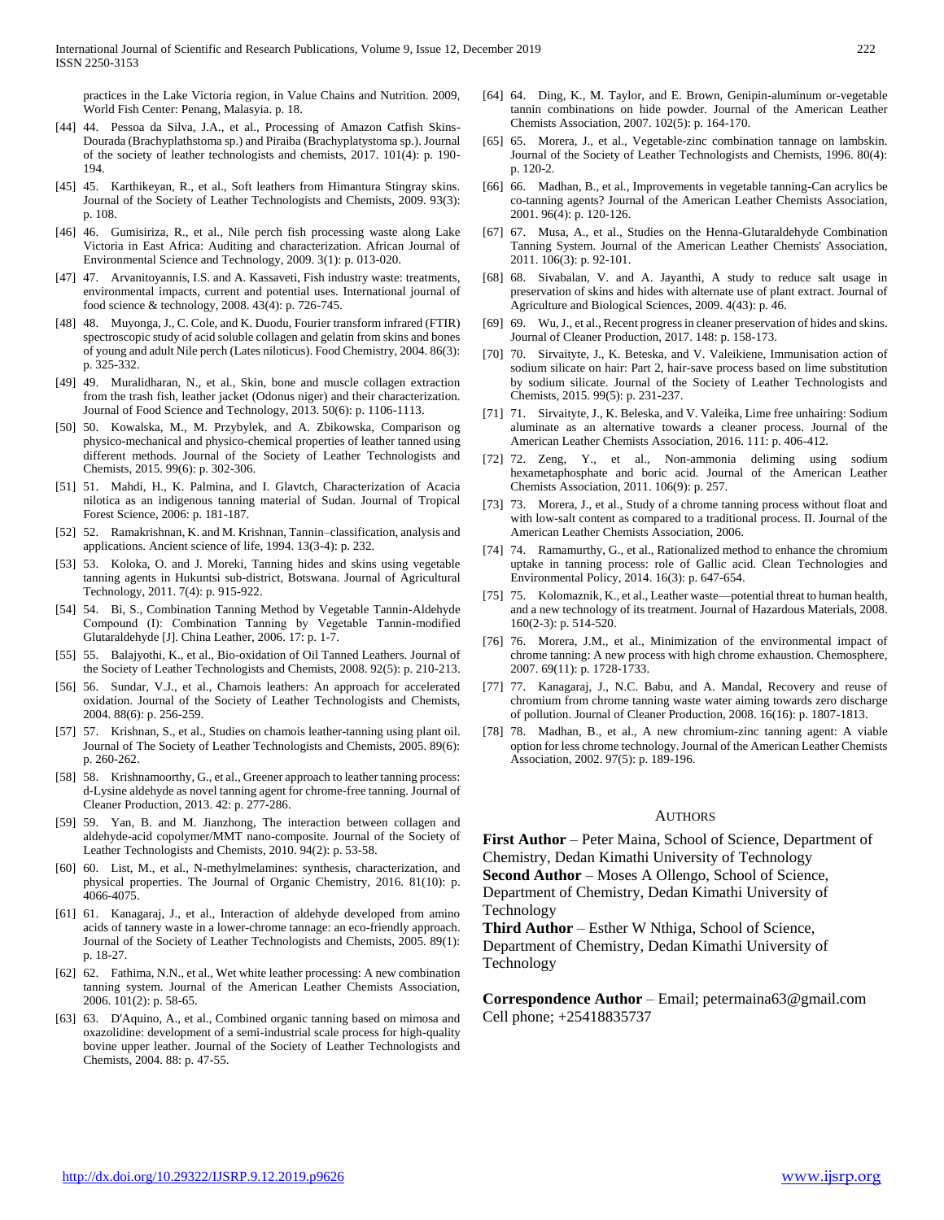practices in the Lake Victoria region, in Value Chains and Nutrition. 2009, World Fish Center: Penang, Malasyia. p. 18.

[44] 44. Pessoa da Silva, J.A., et al., Processing of Amazon Catfish Skins-Dourada (Brachyplathstoma sp.) and Piraiba (Brachyplatystoma sp.). Journal of the society of leather technologists and chemists, 2017. 101(4): p. 190-194.

[45] 45. Karthikeyan, R., et al., Soft leathers from Himantura Stingray skins. Journal of the Society of Leather Technologists and Chemists, 2009. 93(3): p. 108.

[46] 46. Gumisiriza, R., et al., Nile perch fish processing waste along Lake Victoria in East Africa: Auditing and characterization. African Journal of Environmental Science and Technology, 2009. 3(1): p. 013-020.

[47] 47. Arvanitoyannis, I.S. and A. Kassaveti, Fish industry waste: treatments, environmental impacts, current and potential uses. International journal of food science & technology, 2008. 43(4): p. 726-745.

[48] 48. Muyonga, J., C. Cole, and K. Duodu, Fourier transform infrared (FTIR) spectroscopic study of acid soluble collagen and gelatin from skins and bones of young and adult Nile perch (Lates niloticus). Food Chemistry, 2004. 86(3): p. 325-332.

[49] 49. Muralidharan, N., et al., Skin, bone and muscle collagen extraction from the trash fish, leather jacket (Odonus niger) and their characterization. Journal of Food Science and Technology, 2013. 50(6): p. 1106-1113.

[50] 50. Kowalska, M., M. Przybylek, and A. Zbikowska, Comparison og physico-mechanical and physico-chemical properties of leather tanned using different methods. Journal of the Society of Leather Technologists and Chemists, 2015. 99(6): p. 302-306.

[51] 51. Mahdi, H., K. Palmina, and I. Glavtch, Characterization of Acacia nilotica as an indigenous tanning material of Sudan. Journal of Tropical Forest Science, 2006: p. 181-187.

[52] 52. Ramakrishnan, K. and M. Krishnan, Tannin–classification, analysis and applications. Ancient science of life, 1994. 13(3-4): p. 232.

[53] 53. Koloka, O. and J. Moreki, Tanning hides and skins using vegetable tanning agents in Hukuntsi sub-district, Botswana. Journal of Agricultural Technology, 2011. 7(4): p. 915-922.

[54] 54. Bi, S., Combination Tanning Method by Vegetable Tannin-Aldehyde Compound (I): Combination Tanning by Vegetable Tannin-modified Glutaraldehyde [J]. China Leather, 2006. 17: p. 1-7.

[55] 55. Balajyothi, K., et al., Bio-oxidation of Oil Tanned Leathers. Journal of the Society of Leather Technologists and Chemists, 2008. 92(5): p. 210-213.

[56] 56. Sundar, V.J., et al., Chamois leathers: An approach for accelerated oxidation. Journal of the Society of Leather Technologists and Chemists, 2004. 88(6): p. 256-259.

[57] 57. Krishnan, S., et al., Studies on chamois leather-tanning using plant oil. Journal of The Society of Leather Technologists and Chemists, 2005. 89(6): p. 260-262.

[58] 58. Krishnamoorthy, G., et al., Greener approach to leather tanning process: d-Lysine aldehyde as novel tanning agent for chrome-free tanning. Journal of Cleaner Production, 2013. 42: p. 277-286.

[59] 59. Yan, B. and M. Jianzhong, The interaction between collagen and aldehyde-acid copolymer/MMT nano-composite. Journal of the Society of Leather Technologists and Chemists, 2010. 94(2): p. 53-58.

[60] 60. List, M., et al., N-methylmelamines: synthesis, characterization, and physical properties. The Journal of Organic Chemistry, 2016. 81(10): p. 4066-4075.

[61] 61. Kanagaraj, J., et al., Interaction of aldehyde developed from amino acids of tannery waste in a lower-chrome tannage: an eco-friendly approach. Journal of the Society of Leather Technologists and Chemists, 2005. 89(1): p. 18-27.

[62] 62. Fathima, N.N., et al., Wet white leather processing: A new combination tanning system. Journal of the American Leather Chemists Association, 2006. 101(2): p. 58-65.

[63] 63. D'Aquino, A., et al., Combined organic tanning based on mimosa and oxazolidine: development of a semi-industrial scale process for high-quality bovine upper leather. Journal of the Society of Leather Technologists and Chemists, 2004. 88: p. 47-55.

[64] 64. Ding, K., M. Taylor, and E. Brown, Genipin-aluminum or-vegetable tannin combinations on hide powder. Journal of the American Leather Chemists Association, 2007. 102(5): p. 164-170.

[65] 65. Morera, J., et al., Vegetable-zinc combination tannage on lambskin. Journal of the Society of Leather Technologists and Chemists, 1996. 80(4): p. 120-2.

[66] 66. Madhan, B., et al., Improvements in vegetable tanning-Can acrylics be co-tanning agents? Journal of the American Leather Chemists Association, 2001. 96(4): p. 120-126.

[67] 67. Musa, A., et al., Studies on the Henna-Glutaraldehyde Combination Tanning System. Journal of the American Leather Chemists' Association, 2011. 106(3): p. 92-101.

[68] 68. Sivabalan, V. and A. Jayanthi, A study to reduce salt usage in preservation of skins and hides with alternate use of plant extract. Journal of Agriculture and Biological Sciences, 2009. 4(43): p. 46.

[69] 69. Wu, J., et al., Recent progress in cleaner preservation of hides and skins. Journal of Cleaner Production, 2017. 148: p. 158-173.

[70] 70. Sirvaityte, J., K. Beteska, and V. Valeikiene, Immunisation action of sodium silicate on hair: Part 2, hair-save process based on lime substitution by sodium silicate. Journal of the Society of Leather Technologists and Chemists, 2015. 99(5): p. 231-237.

[71] 71. Sirvaityte, J., K. Beleska, and V. Valeika, Lime free unhairing: Sodium aluminate as an alternative towards a cleaner process. Journal of the American Leather Chemists Association, 2016. 111: p. 406-412.

[72] 72. Zeng, Y., et al., Non-ammonia deliming using sodium hexametaphosphate and boric acid. Journal of the American Leather Chemists Association, 2011. 106(9): p. 257.

[73] 73. Morera, J., et al., Study of a chrome tanning process without float and with low-salt content as compared to a traditional process. II. Journal of the American Leather Chemists Association, 2006.

[74] 74. Ramamurthy, G., et al., Rationalized method to enhance the chromium uptake in tanning process: role of Gallic acid. Clean Technologies and Environmental Policy, 2014. 16(3): p. 647-654.

[75] 75. Kolomaznik, K., et al., Leather waste—potential threat to human health, and a new technology of its treatment. Journal of Hazardous Materials, 2008. 160(2-3): p. 514-520.

[76] 76. Morera, J.M., et al., Minimization of the environmental impact of chrome tanning: A new process with high chrome exhaustion. Chemosphere, 2007. 69(11): p. 1728-1733.

[77] 77. Kanagaraj, J., N.C. Babu, and A. Mandal, Recovery and reuse of chromium from chrome tanning waste water aiming towards zero discharge of pollution. Journal of Cleaner Production, 2008. 16(16): p. 1807-1813.

[78] 78. Madhan, B., et al., A new chromium-zinc tanning agent: A viable option for less chrome technology. Journal of the American Leather Chemists Association, 2002. 97(5): p. 189-196.

## AUTHORS

**First Author** – Peter Maina, School of Science, Department of Chemistry, Dedan Kimathi University of Technology

**Second Author** – Moses A Ollengo, School of Science, Department of Chemistry, Dedan Kimathi University of Technology

**Third Author** – Esther W Nthiga, School of Science, Department of Chemistry, Dedan Kimathi University of Technology

**Correspondence Author** – Email; petermaina63@gmail.com Cell phone; +25418835737